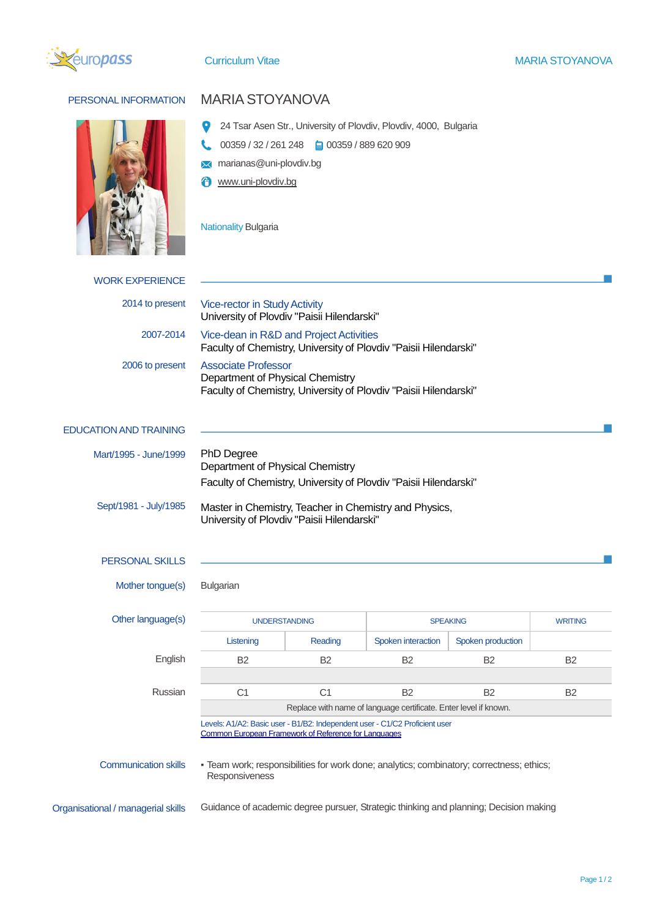Curriculum Vitae

# MARIA STOYANOVA

## PERSONAL INFORMATION

**MARIA STOYANOVA**

24 Tsar Asen Str., University of Plovdiv, Plovdiv, 4000, Bulgaria

00359 / 32 / 261 248    00359 / 889 620 909

marianas@uni-plovdiv.bg

www.uni-plovdiv.bg

Nationality Bulgaria

## WORK EXPERIENCE

**2014 to present**
Vice-rector in Study Activity
University of Plovdiv "Paisii Hilendarski"

**2007-2014**
Vice-dean in R&D and Project Activities
Faculty of Chemistry, University of Plovdiv "Paisii Hilendarski"

**2006 to present**
Associate Professor
Department of Physical Chemistry
Faculty of Chemistry, University of Plovdiv "Paisii Hilendarski"

## EDUCATION AND TRAINING

**Mart/1995 - June/1999**
PhD Degree
Department of Physical Chemistry
Faculty of Chemistry, University of Plovdiv "Paisii Hilendarski"

**Sept/1981 - July/1985**
Master in Chemistry, Teacher in Chemistry and Physics,
University of Plovdiv "Paisii Hilendarski"

## PERSONAL SKILLS

**Mother tongue(s)** Bulgarian

**Other language(s)**

| | UNDERSTANDING | | SPEAKING | | WRITING |
|---|---|---|---|---|---|
| | Listening | Reading | Spoken interaction | Spoken production | |
| English | B2 | B2 | B2 | B2 | B2 |
| Russian | C1 | C1 | B2 | B2 | B2 |
| | Replace with name of language certificate. Enter level if known. | | | | |

Levels: A1/A2: Basic user - B1/B2: Independent user - C1/C2 Proficient user
Common European Framework of Reference for Languages

**Communication skills**

- Team work; responsibilities for work done; analytics; combinatory; correctness; ethics; Responsiveness

**Organisational / managerial skills**

Guidance of academic degree pursuer, Strategic thinking and planning; Decision making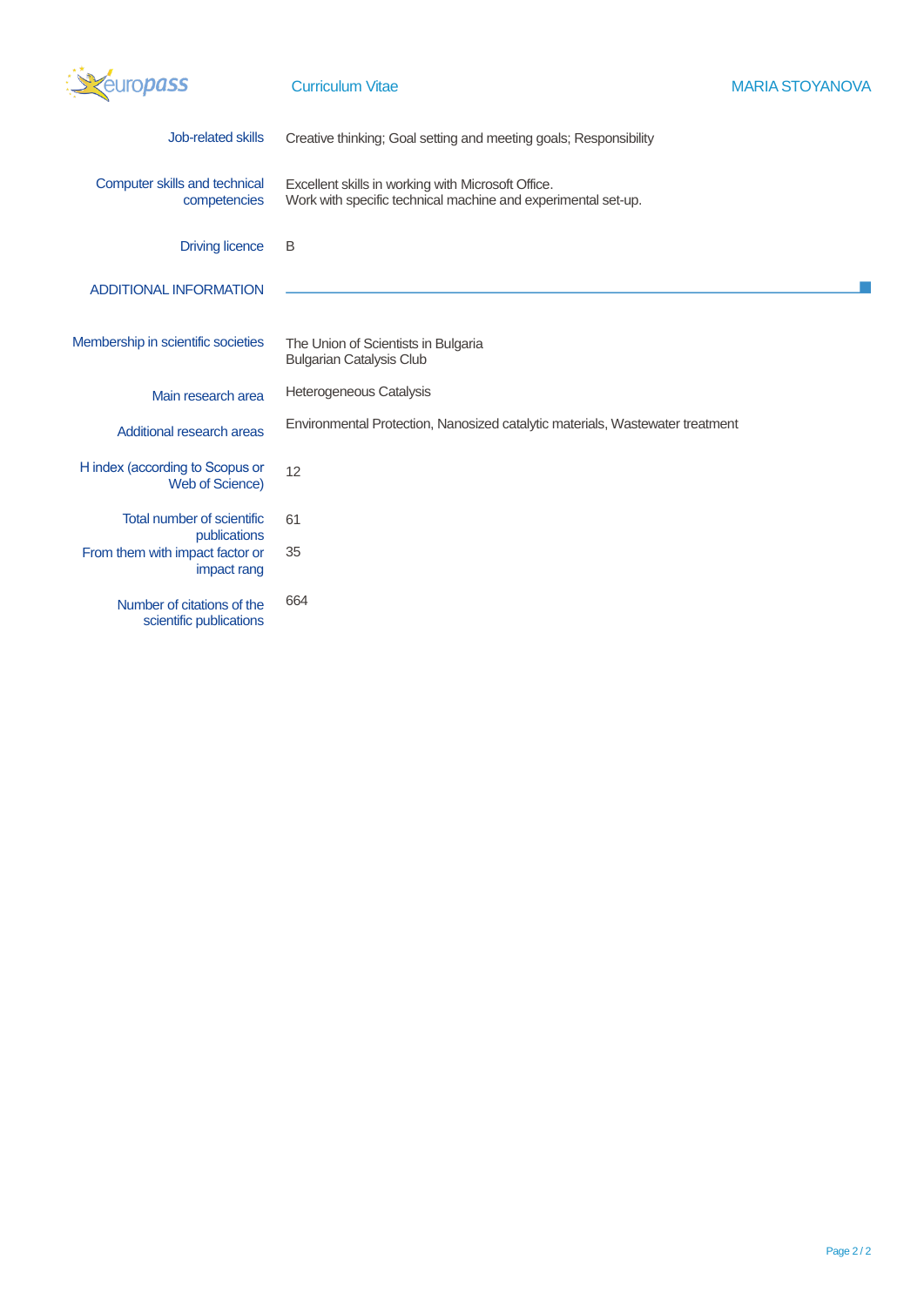| | |
|---|---|
| Job-related skills | Creative thinking; Goal setting and meeting goals; Responsibility |
| Computer skills and technical competencies | Excellent skills in working with Microsoft Office.<br>Work with specific technical machine and experimental set-up. |
| Driving licence | B |

## ADDITIONAL INFORMATION

| | |
|---|---|
| Membership in scientific societies | The Union of Scientists in Bulgaria<br>Bulgarian Catalysis Club |
| Main research area | Heterogeneous Catalysis |
| Additional research areas | Environmental Protection, Nanosized catalytic materials, Wastewater treatment |
| H index (according to Scopus or Web of Science) | 12 |
| Total number of scientific publications | 61 |
| From them with impact factor or impact rang | 35 |
| Number of citations of the scientific publications | 664 |